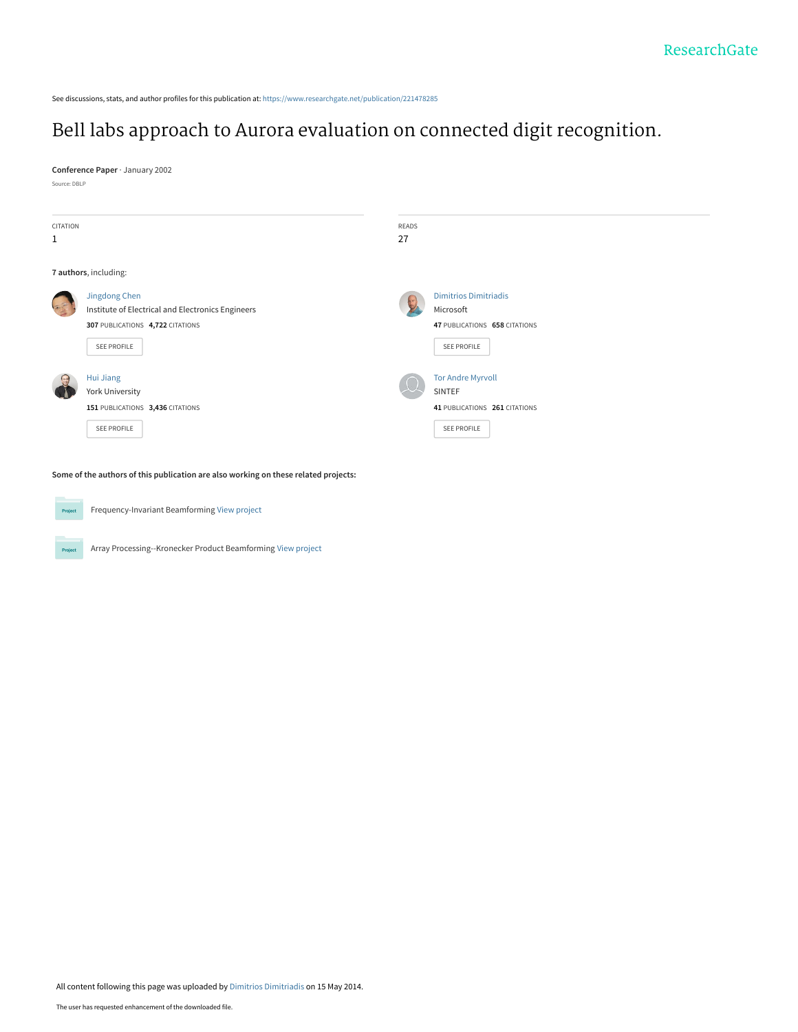See discussions, stats, and author profiles for this publication at: https://www.researchgate.net/publication/221478285

# Bell labs approach to Aurora evaluation on connected digit recognition.

**Conference Paper** · January 2002

Source: DBLP

CITATION
1

READS
27

**7 authors**, including:

**Jingdong Chen**
Institute of Electrical and Electronics Engineers
**307** PUBLICATIONS **4,722** CITATIONS

SEE PROFILE

**Dimitrios Dimitriadis**
Microsoft
**47** PUBLICATIONS **658** CITATIONS

SEE PROFILE

**Hui Jiang**
York University
**151** PUBLICATIONS **3,436** CITATIONS

SEE PROFILE

**Tor Andre Myrvoll**
SINTEF
**41** PUBLICATIONS **261** CITATIONS

SEE PROFILE

**Some of the authors of this publication are also working on these related projects:**

Frequency-Invariant Beamforming View project

Array Processing--Kronecker Product Beamforming View project

All content following this page was uploaded by Dimitrios Dimitriadis on 15 May 2014.

The user has requested enhancement of the downloaded file.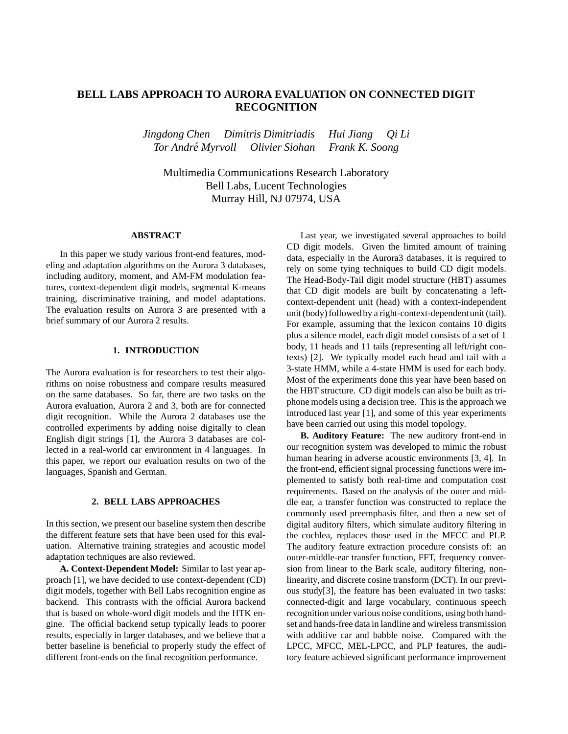# BELL LABS APPROACH TO AURORA EVALUATION ON CONNECTED DIGIT RECOGNITION

*Jingdong Chen   Dimitris Dimitriadis   Hui Jiang   Qi Li*
*Tor André Myrvoll   Olivier Siohan   Frank K. Soong*

Multimedia Communications Research Laboratory
Bell Labs, Lucent Technologies
Murray Hill, NJ 07974, USA

## ABSTRACT

In this paper we study various front-end features, modeling and adaptation algorithms on the Aurora 3 databases, including auditory, moment, and AM-FM modulation features, context-dependent digit models, segmental K-means training, discriminative training, and model adaptations. The evaluation results on Aurora 3 are presented with a brief summary of our Aurora 2 results.

## 1. INTRODUCTION

The Aurora evaluation is for researchers to test their algorithms on noise robustness and compare results measured on the same databases. So far, there are two tasks on the Aurora evaluation, Aurora 2 and 3, both are for connected digit recognition. While the Aurora 2 databases use the controlled experiments by adding noise digitally to clean English digit strings [1], the Aurora 3 databases are collected in a real-world car environment in 4 languages. In this paper, we report our evaluation results on two of the languages, Spanish and German.

## 2. BELL LABS APPROACHES

In this section, we present our baseline system then describe the different feature sets that have been used for this evaluation. Alternative training strategies and acoustic model adaptation techniques are also reviewed.

**A. Context-Dependent Model:** Similar to last year approach [1], we have decided to use context-dependent (CD) digit models, together with Bell Labs recognition engine as backend. This contrasts with the official Aurora backend that is based on whole-word digit models and the HTK engine. The official backend setup typically leads to poorer results, especially in larger databases, and we believe that a better baseline is beneficial to properly study the effect of different front-ends on the final recognition performance.

Last year, we investigated several approaches to build CD digit models. Given the limited amount of training data, especially in the Aurora3 databases, it is required to rely on some tying techniques to build CD digit models. The Head-Body-Tail digit model structure (HBT) assumes that CD digit models are built by concatenating a left-context-dependent unit (head) with a context-independent unit (body) followed by a right-context-dependent unit (tail). For example, assuming that the lexicon contains 10 digits plus a silence model, each digit model consists of a set of 1 body, 11 heads and 11 tails (representing all left/right contexts) [2]. We typically model each head and tail with a 3-state HMM, while a 4-state HMM is used for each body. Most of the experiments done this year have been based on the HBT structure. CD digit models can also be built as triphone models using a decision tree. This is the approach we introduced last year [1], and some of this year experiments have been carried out using this model topology.

**B. Auditory Feature:** The new auditory front-end in our recognition system was developed to mimic the robust human hearing in adverse acoustic environments [3, 4]. In the front-end, efficient signal processing functions were implemented to satisfy both real-time and computation cost requirements. Based on the analysis of the outer and middle ear, a transfer function was constructed to replace the commonly used preemphasis filter, and then a new set of digital auditory filters, which simulate auditory filtering in the cochlea, replaces those used in the MFCC and PLP. The auditory feature extraction procedure consists of: an outer-middle-ear transfer function, FFT, frequency conversion from linear to the Bark scale, auditory filtering, nonlinearity, and discrete cosine transform (DCT). In our previous study[3], the feature has been evaluated in two tasks: connected-digit and large vocabulary, continuous speech recognition under various noise conditions, using both handset and hands-free data in landline and wireless transmission with additive car and babble noise. Compared with the LPCC, MFCC, MEL-LPCC, and PLP features, the auditory feature achieved significant performance improvement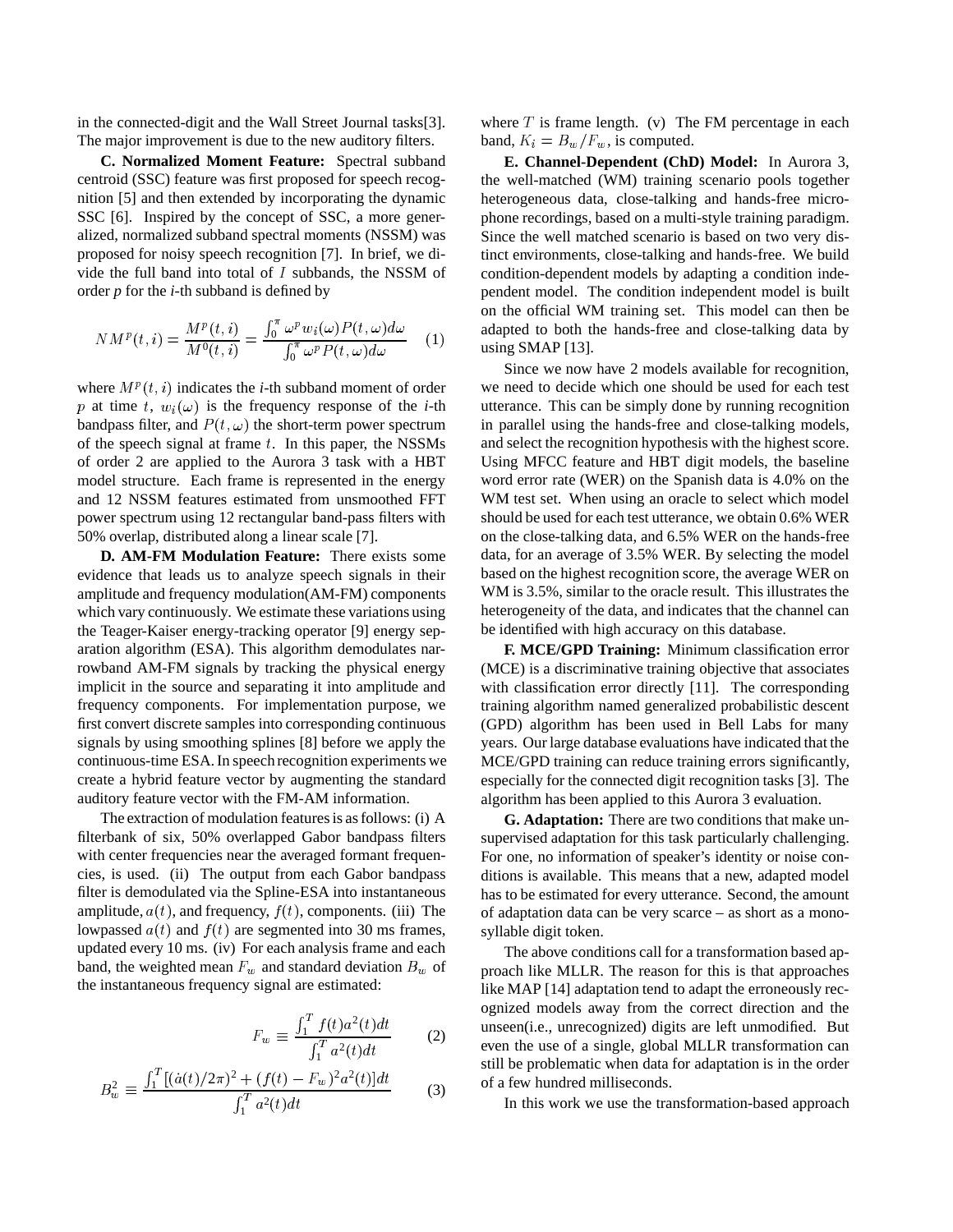in the connected-digit and the Wall Street Journal tasks[3]. The major improvement is due to the new auditory filters.

**C. Normalized Moment Feature:** Spectral subband centroid (SSC) feature was first proposed for speech recognition [5] and then extended by incorporating the dynamic SSC [6]. Inspired by the concept of SSC, a more generalized, normalized subband spectral moments (NSSM) was proposed for noisy speech recognition [7]. In brief, we divide the full band into total of $I$ subbands, the NSSM of order *p* for the *i*-th subband is defined by

$$NM^p(t,i) = \frac{M^p(t,i)}{M^0(t,i)} = \frac{\int_0^\pi \omega^p w_i(\omega) P(t,\omega) d\omega}{\int_0^\pi \omega^p P(t,\omega) d\omega} \quad (1)$$

where $M^p(t,i)$ indicates the *i*-th subband moment of order $p$ at time $t$, $w_i(\omega)$ is the frequency response of the *i*-th bandpass filter, and $P(t,\omega)$ the short-term power spectrum of the speech signal at frame $t$. In this paper, the NSSMs of order 2 are applied to the Aurora 3 task with a HBT model structure. Each frame is represented in the energy and 12 NSSM features estimated from unsmoothed FFT power spectrum using 12 rectangular band-pass filters with 50% overlap, distributed along a linear scale [7].

**D. AM-FM Modulation Feature:** There exists some evidence that leads us to analyze speech signals in their amplitude and frequency modulation(AM-FM) components which vary continuously. We estimate these variations using the Teager-Kaiser energy-tracking operator [9] energy separation algorithm (ESA). This algorithm demodulates narrowband AM-FM signals by tracking the physical energy implicit in the source and separating it into amplitude and frequency components. For implementation purpose, we first convert discrete samples into corresponding continuous signals by using smoothing splines [8] before we apply the continuous-time ESA. In speech recognition experiments we create a hybrid feature vector by augmenting the standard auditory feature vector with the FM-AM information.

The extraction of modulation features is as follows: (i) A filterbank of six, 50% overlapped Gabor bandpass filters with center frequencies near the averaged formant frequencies, is used. (ii) The output from each Gabor bandpass filter is demodulated via the Spline-ESA into instantaneous amplitude, $a(t)$, and frequency, $f(t)$, components. (iii) The lowpassed $a(t)$ and $f(t)$ are segmented into 30 ms frames, updated every 10 ms. (iv) For each analysis frame and each band, the weighted mean $F_w$ and standard deviation $B_w$ of the instantaneous frequency signal are estimated:

$$F_w \equiv \frac{\int_1^T f(t) a^2(t) dt}{\int_1^T a^2(t) dt} \quad (2)$$

$$B_w^2 \equiv \frac{\int_1^T [(\dot{a}(t)/2\pi)^2 + (f(t) - F_w)^2 a^2(t)] dt}{\int_1^T a^2(t) dt} \quad (3)$$

where $T$ is frame length. (v) The FM percentage in each band, $K_i = B_w / F_w$, is computed.

**E. Channel-Dependent (ChD) Model:** In Aurora 3, the well-matched (WM) training scenario pools together heterogeneous data, close-talking and hands-free microphone recordings, based on a multi-style training paradigm. Since the well matched scenario is based on two very distinct environments, close-talking and hands-free. We build condition-dependent models by adapting a condition independent model. The condition independent model is built on the official WM training set. This model can then be adapted to both the hands-free and close-talking data by using SMAP [13].

Since we now have 2 models available for recognition, we need to decide which one should be used for each test utterance. This can be simply done by running recognition in parallel using the hands-free and close-talking models, and select the recognition hypothesis with the highest score. Using MFCC feature and HBT digit models, the baseline word error rate (WER) on the Spanish data is 4.0% on the WM test set. When using an oracle to select which model should be used for each test utterance, we obtain 0.6% WER on the close-talking data, and 6.5% WER on the hands-free data, for an average of 3.5% WER. By selecting the model based on the highest recognition score, the average WER on WM is 3.5%, similar to the oracle result. This illustrates the heterogeneity of the data, and indicates that the channel can be identified with high accuracy on this database.

**F. MCE/GPD Training:** Minimum classification error (MCE) is a discriminative training objective that associates with classification error directly [11]. The corresponding training algorithm named generalized probabilistic descent (GPD) algorithm has been used in Bell Labs for many years. Our large database evaluations have indicated that the MCE/GPD training can reduce training errors significantly, especially for the connected digit recognition tasks [3]. The algorithm has been applied to this Aurora 3 evaluation.

**G. Adaptation:** There are two conditions that make unsupervised adaptation for this task particularly challenging. For one, no information of speaker's identity or noise conditions is available. This means that a new, adapted model has to be estimated for every utterance. Second, the amount of adaptation data can be very scarce – as short as a monosyllable digit token.

The above conditions call for a transformation based approach like MLLR. The reason for this is that approaches like MAP [14] adaptation tend to adapt the erroneously recognized models away from the correct direction and the unseen(i.e., unrecognized) digits are left unmodified. But even the use of a single, global MLLR transformation can still be problematic when data for adaptation is in the order of a few hundred milliseconds.

In this work we use the transformation-based approach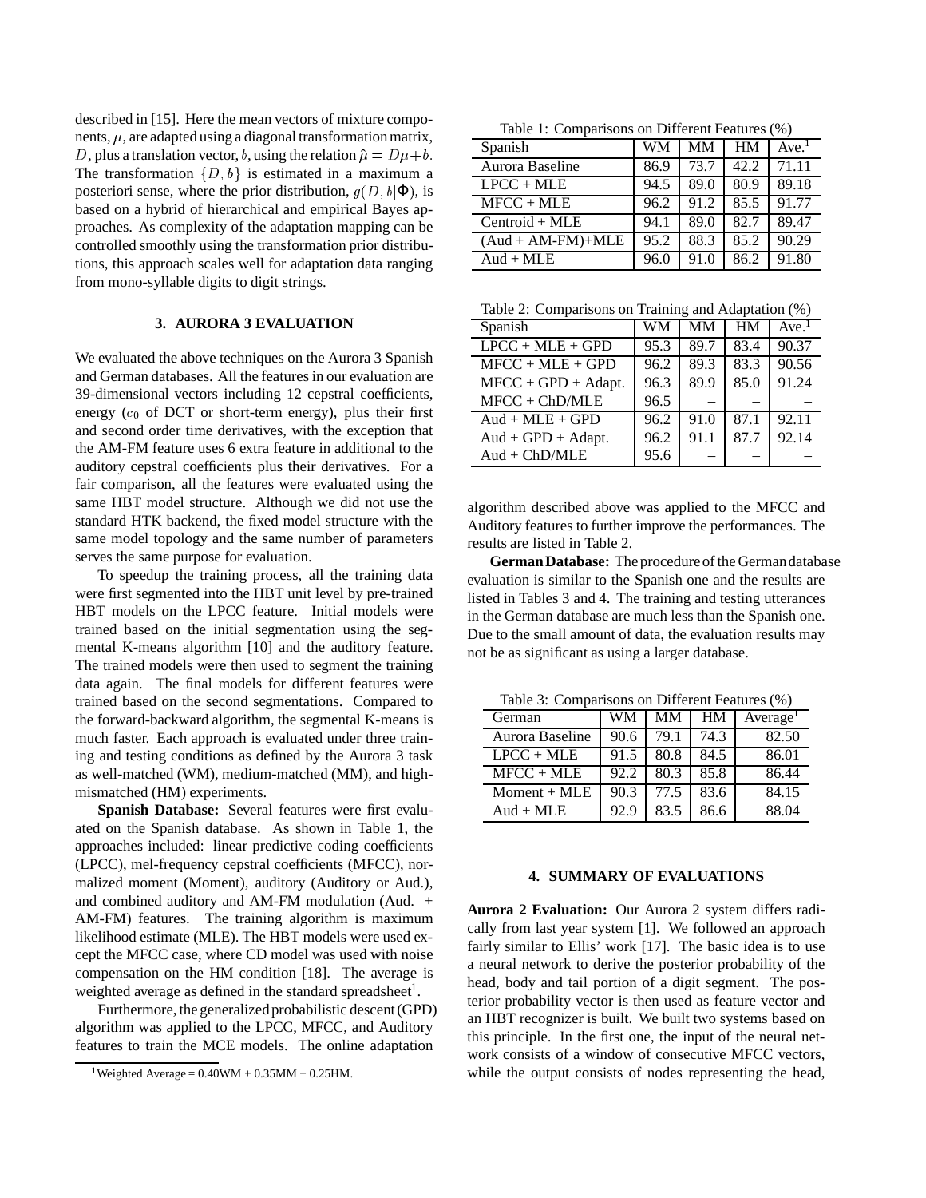described in [15]. Here the mean vectors of mixture components, $\mu$, are adapted using a diagonal transformation matrix, $D$, plus a translation vector, $b$, using the relation $\hat{\mu} = D\mu + b$. The transformation $\{D, b\}$ is estimated in a maximum a posteriori sense, where the prior distribution, $g(D, b|\Phi)$, is based on a hybrid of hierarchical and empirical Bayes approaches. As complexity of the adaptation mapping can be controlled smoothly using the transformation prior distributions, this approach scales well for adaptation data ranging from mono-syllable digits to digit strings.

## 3. AURORA 3 EVALUATION

We evaluated the above techniques on the Aurora 3 Spanish and German databases. All the features in our evaluation are 39-dimensional vectors including 12 cepstral coefficients, energy ($c_0$ of DCT or short-term energy), plus their first and second order time derivatives, with the exception that the AM-FM feature uses 6 extra feature in additional to the auditory cepstral coefficients plus their derivatives. For a fair comparison, all the features were evaluated using the same HBT model structure. Although we did not use the standard HTK backend, the fixed model structure with the same model topology and the same number of parameters serves the same purpose for evaluation.

To speedup the training process, all the training data were first segmented into the HBT unit level by pre-trained HBT models on the LPCC feature. Initial models were trained based on the initial segmentation using the segmental K-means algorithm [10] and the auditory feature. The trained models were then used to segment the training data again. The final models for different features were trained based on the second segmentations. Compared to the forward-backward algorithm, the segmental K-means is much faster. Each approach is evaluated under three training and testing conditions as defined by the Aurora 3 task as well-matched (WM), medium-matched (MM), and high-mismatched (HM) experiments.

**Spanish Database:** Several features were first evaluated on the Spanish database. As shown in Table 1, the approaches included: linear predictive coding coefficients (LPCC), mel-frequency cepstral coefficients (MFCC), normalized moment (Moment), auditory (Auditory or Aud.), and combined auditory and AM-FM modulation (Aud. + AM-FM) features. The training algorithm is maximum likelihood estimate (MLE). The HBT models were used except the MFCC case, where CD model was used with noise compensation on the HM condition [18]. The average is weighted average as defined in the standard spreadsheet[1].

Furthermore, the generalized probabilistic descent (GPD) algorithm was applied to the LPCC, MFCC, and Auditory features to train the MCE models. The online adaptation algorithm described above was applied to the MFCC and Auditory features to further improve the performances. The results are listed in Table 2.

Table 1: Comparisons on Different Features (%)

| Spanish | WM | MM | HM | Ave.[1] |
|---|---|---|---|---|
| Aurora Baseline | 86.9 | 73.7 | 42.2 | 71.11 |
| LPCC + MLE | 94.5 | 89.0 | 80.9 | 89.18 |
| MFCC + MLE | 96.2 | 91.2 | 85.5 | 91.77 |
| Centroid + MLE | 94.1 | 89.0 | 82.7 | 89.47 |
| (Aud + AM-FM)+MLE | 95.2 | 88.3 | 85.2 | 90.29 |
| Aud + MLE | 96.0 | 91.0 | 86.2 | 91.80 |

Table 2: Comparisons on Training and Adaptation (%)

| Spanish | WM | MM | HM | Ave.[1] |
|---|---|---|---|---|
| LPCC + MLE + GPD | 95.3 | 89.7 | 83.4 | 90.37 |
| MFCC + MLE + GPD | 96.2 | 89.3 | 83.3 | 90.56 |
| MFCC + GPD + Adapt. | 96.3 | 89.9 | 85.0 | 91.24 |
| MFCC + ChD/MLE | 96.5 | – | – | – |
| Aud + MLE + GPD | 96.2 | 91.0 | 87.1 | 92.11 |
| Aud + GPD + Adapt. | 96.2 | 91.1 | 87.7 | 92.14 |
| Aud + ChD/MLE | 95.6 | – | – | – |

**German Database:** The procedure of the German database evaluation is similar to the Spanish one and the results are listed in Tables 3 and 4. The training and testing utterances in the German database are much less than the Spanish one. Due to the small amount of data, the evaluation results may not be as significant as using a larger database.

Table 3: Comparisons on Different Features (%)

| German | WM | MM | HM | Average[1] |
|---|---|---|---|---|
| Aurora Baseline | 90.6 | 79.1 | 74.3 | 82.50 |
| LPCC + MLE | 91.5 | 80.8 | 84.5 | 86.01 |
| MFCC + MLE | 92.2 | 80.3 | 85.8 | 86.44 |
| Moment + MLE | 90.3 | 77.5 | 83.6 | 84.15 |
| Aud + MLE | 92.9 | 83.5 | 86.6 | 88.04 |

## 4. SUMMARY OF EVALUATIONS

**Aurora 2 Evaluation:** Our Aurora 2 system differs radically from last year system [1]. We followed an approach fairly similar to Ellis' work [17]. The basic idea is to use a neural network to derive the posterior probability of the head, body and tail portion of a digit segment. The posterior probability vector is then used as feature vector and an HBT recognizer is built. We built two systems based on this principle. In the first one, the input of the neural network consists of a window of consecutive MFCC vectors, while the output consists of nodes representing the head,

[1] Weighted Average = 0.40WM + 0.35MM + 0.25HM.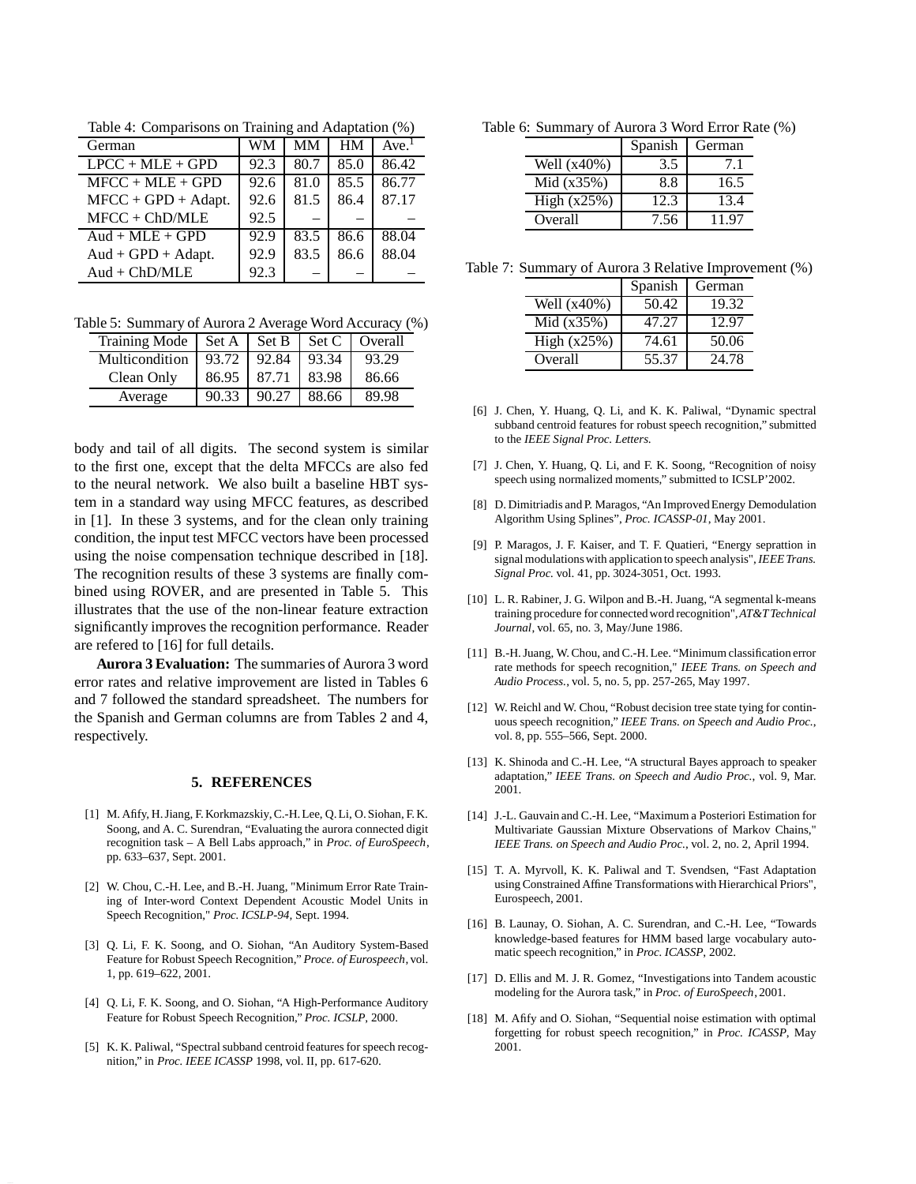Table 4: Comparisons on Training and Adaptation (%)

| German | WM | MM | HM | Ave.[1] |
|---|---|---|---|---|
| LPCC + MLE + GPD | 92.3 | 80.7 | 85.0 | 86.42 |
| MFCC + MLE + GPD | 92.6 | 81.0 | 85.5 | 86.77 |
| MFCC + GPD + Adapt. | 92.6 | 81.5 | 86.4 | 87.17 |
| MFCC + ChD/MLE | 92.5 | – | – | – |
| Aud + MLE + GPD | 92.9 | 83.5 | 86.6 | 88.04 |
| Aud + GPD + Adapt. | 92.9 | 83.5 | 86.6 | 88.04 |
| Aud + ChD/MLE | 92.3 | – | – | – |

Table 5: Summary of Aurora 2 Average Word Accuracy (%)

| Training Mode | Set A | Set B | Set C | Overall |
|---|---|---|---|---|
| Multicondition | 93.72 | 92.84 | 93.34 | 93.29 |
| Clean Only | 86.95 | 87.71 | 83.98 | 86.66 |
| Average | 90.33 | 90.27 | 88.66 | 89.98 |

body and tail of all digits. The second system is similar to the first one, except that the delta MFCCs are also fed to the neural network. We also built a baseline HBT system in a standard way using MFCC features, as described in [1]. In these 3 systems, and for the clean only training condition, the input test MFCC vectors have been processed using the noise compensation technique described in [18]. The recognition results of these 3 systems are finally combined using ROVER, and are presented in Table 5. This illustrates that the use of the non-linear feature extraction significantly improves the recognition performance. Reader are refered to [16] for full details.

**Aurora 3 Evaluation:** The summaries of Aurora 3 word error rates and relative improvement are listed in Tables 6 and 7 followed the standard spreadsheet. The numbers for the Spanish and German columns are from Tables 2 and 4, respectively.

Table 6: Summary of Aurora 3 Word Error Rate (%)

| | Spanish | German |
|---|---|---|
| Well (x40%) | 3.5 | 7.1 |
| Mid (x35%) | 8.8 | 16.5 |
| High (x25%) | 12.3 | 13.4 |
| Overall | 7.56 | 11.97 |

Table 7: Summary of Aurora 3 Relative Improvement (%)

| | Spanish | German |
|---|---|---|
| Well (x40%) | 50.42 | 19.32 |
| Mid (x35%) | 47.27 | 12.97 |
| High (x25%) | 74.61 | 50.06 |
| Overall | 55.37 | 24.78 |

## 5. REFERENCES

[1] M. Afify, H. Jiang, F. Korkmazskiy, C.-H. Lee, Q. Li, O. Siohan, F. K. Soong, and A. C. Surendran, "Evaluating the aurora connected digit recognition task – A Bell Labs approach," in *Proc. of EuroSpeech*, pp. 633–637, Sept. 2001.

[2] W. Chou, C.-H. Lee, and B.-H. Juang, "Minimum Error Rate Training of Inter-word Context Dependent Acoustic Model Units in Speech Recognition," *Proc. ICSLP-94*, Sept. 1994.

[3] Q. Li, F. K. Soong, and O. Siohan, "An Auditory System-Based Feature for Robust Speech Recognition," *Proce. of Eurospeech*, vol. 1, pp. 619–622, 2001.

[4] Q. Li, F. K. Soong, and O. Siohan, "A High-Performance Auditory Feature for Robust Speech Recognition," *Proc. ICSLP*, 2000.

[5] K. K. Paliwal, "Spectral subband centroid features for speech recognition," in *Proc. IEEE ICASSP* 1998, vol. II, pp. 617-620.

[6] J. Chen, Y. Huang, Q. Li, and K. K. Paliwal, "Dynamic spectral subband centroid features for robust speech recognition," submitted to the *IEEE Signal Proc. Letters.*

[7] J. Chen, Y. Huang, Q. Li, and F. K. Soong, "Recognition of noisy speech using normalized moments," submitted to ICSLP'2002.

[8] D. Dimitriadis and P. Maragos, "An Improved Energy Demodulation Algorithm Using Splines", *Proc. ICASSP-01*, May 2001.

[9] P. Maragos, J. F. Kaiser, and T. F. Quatieri, "Energy seprattion in signal modulations with application to speech analysis", *IEEE Trans. Signal Proc.* vol. 41, pp. 3024-3051, Oct. 1993.

[10] L. R. Rabiner, J. G. Wilpon and B.-H. Juang, "A segmental k-means training procedure for connected word recognition", *AT&T Technical Journal*, vol. 65, no. 3, May/June 1986.

[11] B.-H. Juang, W. Chou, and C.-H. Lee. "Minimum classification error rate methods for speech recognition," *IEEE Trans. on Speech and Audio Process.*, vol. 5, no. 5, pp. 257-265, May 1997.

[12] W. Reichl and W. Chou, "Robust decision tree state tying for continuous speech recognition," *IEEE Trans. on Speech and Audio Proc.*, vol. 8, pp. 555–566, Sept. 2000.

[13] K. Shinoda and C.-H. Lee, "A structural Bayes approach to speaker adaptation," *IEEE Trans. on Speech and Audio Proc.*, vol. 9, Mar. 2001.

[14] J.-L. Gauvain and C.-H. Lee, "Maximum a Posteriori Estimation for Multivariate Gaussian Mixture Observations of Markov Chains," *IEEE Trans. on Speech and Audio Proc.*, vol. 2, no. 2, April 1994.

[15] T. A. Myrvoll, K. K. Paliwal and T. Svendsen, "Fast Adaptation using Constrained Affine Transformations with Hierarchical Priors", Eurospeech, 2001.

[16] B. Launay, O. Siohan, A. C. Surendran, and C.-H. Lee, "Towards knowledge-based features for HMM based large vocabulary automatic speech recognition," in *Proc. ICASSP*, 2002.

[17] D. Ellis and M. J. R. Gomez, "Investigations into Tandem acoustic modeling for the Aurora task," in *Proc. of EuroSpeech*, 2001.

[18] M. Afify and O. Siohan, "Sequential noise estimation with optimal forgetting for robust speech recognition," in *Proc. ICASSP*, May 2001.